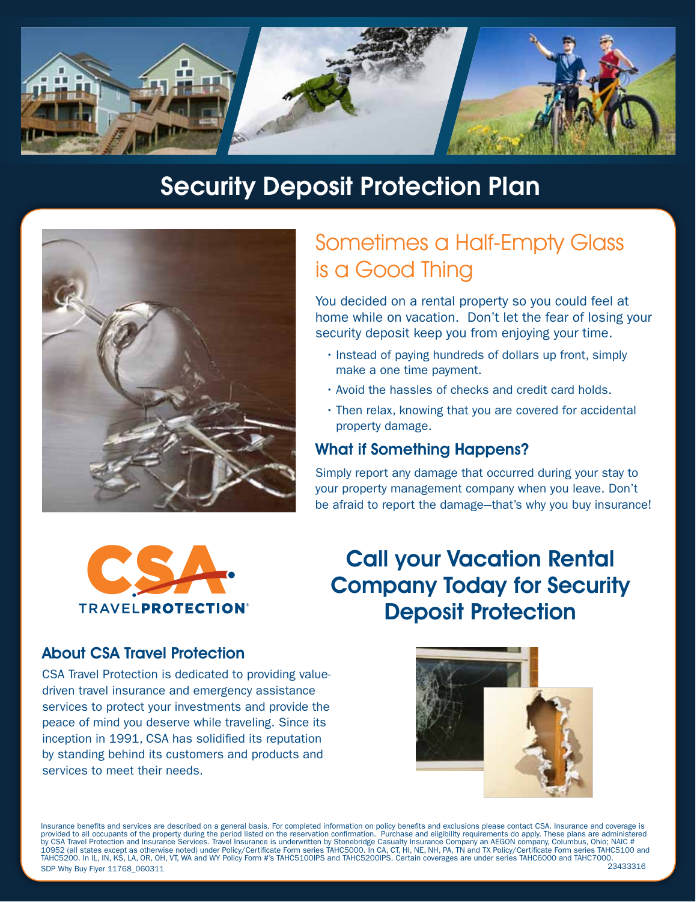# Security Deposit Protection Plan

## Sometimes a Half-Empty Glass is a Good Thing

You decided on a rental property so you could feel at home while on vacation. Don't let the fear of losing your security deposit keep you from enjoying your time.

- Instead of paying hundreds of dollars up front, simply make a one time payment.
- Avoid the hassles of checks and credit card holds.
- Then relax, knowing that you are covered for accidental property damage.

### What if Something Happens?

Simply report any damage that occurred during your stay to your property management company when you leave. Don't be afraid to report the damage—that's why you buy insurance!

CSA TRAVEL**PROTECTION**®

## Call your Vacation Rental Company Today for Security Deposit Protection

### About CSA Travel Protection

CSA Travel Protection is dedicated to providing value-driven travel insurance and emergency assistance services to protect your investments and provide the peace of mind you deserve while traveling. Since its inception in 1991, CSA has solidified its reputation by standing behind its customers and products and services to meet their needs.

Insurance benefits and services are described on a general basis. For completed information on policy benefits and exclusions please contact CSA. Insurance and coverage is provided to all occupants of the property during the period listed on the reservation confirmation. Purchase and eligibility requirements do apply. These plans are administered by CSA Travel Protection and Insurance Services. Travel Insurance is underwritten by Stonebridge Casualty Insurance Company an AEGON company, Columbus, Ohio; NAIC # 10952 (all states except as otherwise noted) under Policy/Certificate Form series TAHC5000. In CA, CT, HI, NE, NH, PA, TN and TX Policy/Certificate Form series TAHC5100 and TAHC5200. In IL, IN, KS, LA, OR, OH, VT, WA and WY Policy Form #'s TAHC5100IPS and TAHC5200IPS. Certain coverages are under series TAHC6000 and TAHC7000.

SDP Why Buy Flyer 11768_060311 23433316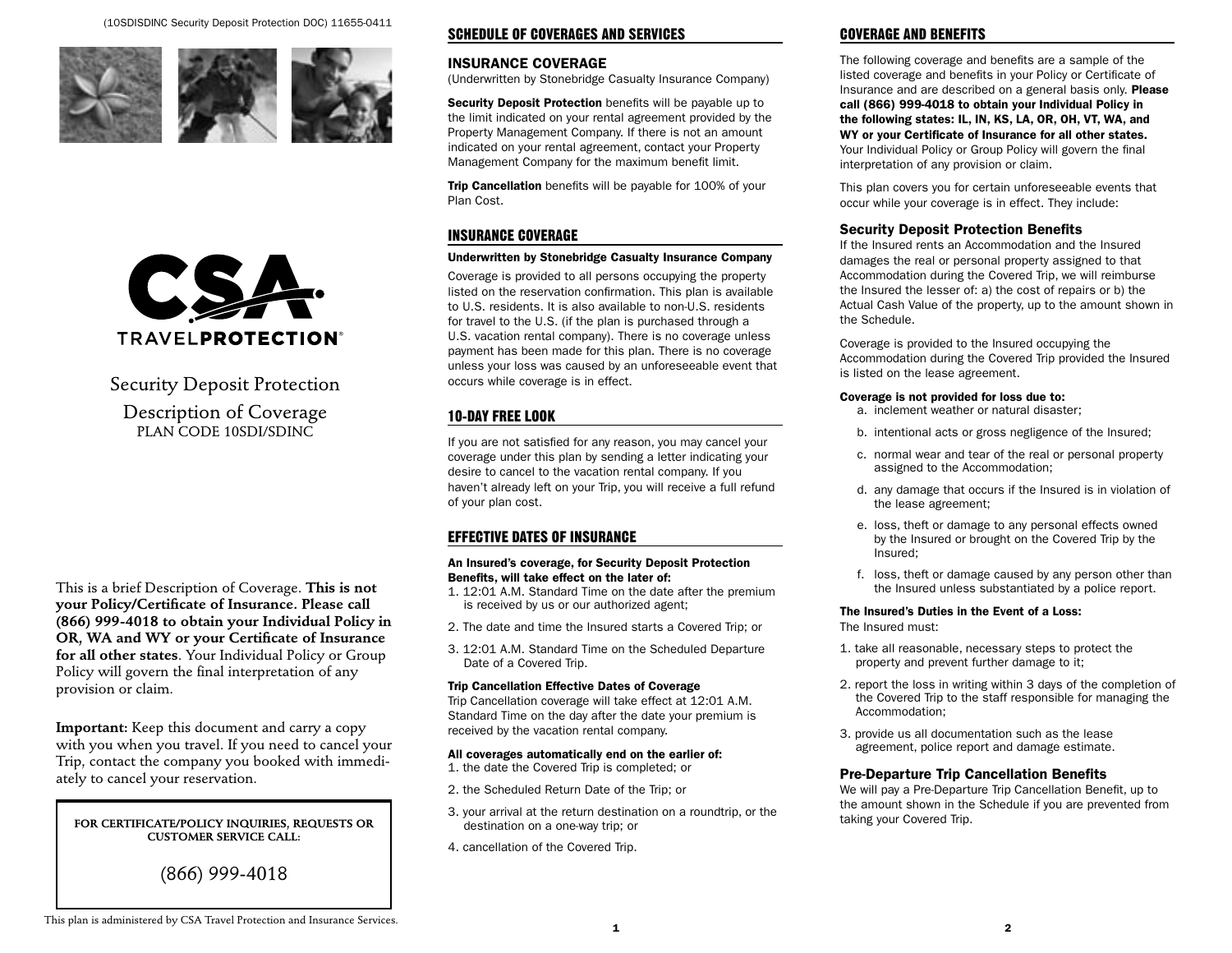(10SDISDINC Security Deposit Protection DOC) 11655-0411

Security Deposit Protection

Description of Coverage

PLAN CODE 10SDI/SDINC

This is a brief Description of Coverage. **This is not your Policy/Certificate of Insurance. Please call (866) 999-4018 to obtain your Individual Policy in OR, WA and WY or your Certificate of Insurance for all other states**. Your Individual Policy or Group Policy will govern the final interpretation of any provision or claim.

**Important:** Keep this document and carry a copy with you when you travel. If you need to cancel your Trip, contact the company you booked with immediately to cancel your reservation.

**FOR CERTIFICATE/POLICY INQUIRIES, REQUESTS OR CUSTOMER SERVICE CALL:**

(866) 999-4018

This plan is administered by CSA Travel Protection and Insurance Services.

## SCHEDULE OF COVERAGES AND SERVICES

### INSURANCE COVERAGE

(Underwritten by Stonebridge Casualty Insurance Company)

**Security Deposit Protection** benefits will be payable up to the limit indicated on your rental agreement provided by the Property Management Company. If there is not an amount indicated on your rental agreement, contact your Property Management Company for the maximum benefit limit.

**Trip Cancellation** benefits will be payable for 100% of your Plan Cost.

## INSURANCE COVERAGE

**Underwritten by Stonebridge Casualty Insurance Company**

Coverage is provided to all persons occupying the property listed on the reservation confirmation. This plan is available to U.S. residents. It is also available to non-U.S. residents for travel to the U.S. (if the plan is purchased through a U.S. vacation rental company). There is no coverage unless payment has been made for this plan. There is no coverage unless your loss was caused by an unforeseeable event that occurs while coverage is in effect.

## 10-DAY FREE LOOK

If you are not satisfied for any reason, you may cancel your coverage under this plan by sending a letter indicating your desire to cancel to the vacation rental company. If you haven't already left on your Trip, you will receive a full refund of your plan cost.

## EFFECTIVE DATES OF INSURANCE

**An Insured's coverage, for Security Deposit Protection Benefits, will take effect on the later of:**

1. 12:01 A.M. Standard Time on the date after the premium is received by us or our authorized agent;
2. The date and time the Insured starts a Covered Trip; or
3. 12:01 A.M. Standard Time on the Scheduled Departure Date of a Covered Trip.

**Trip Cancellation Effective Dates of Coverage**

Trip Cancellation coverage will take effect at 12:01 A.M. Standard Time on the day after the date your premium is received by the vacation rental company.

**All coverages automatically end on the earlier of:**

1. the date the Covered Trip is completed; or
2. the Scheduled Return Date of the Trip; or
3. your arrival at the return destination on a roundtrip, or the destination on a one-way trip; or
4. cancellation of the Covered Trip.

## COVERAGE AND BENEFITS

The following coverage and benefits are a sample of the listed coverage and benefits in your Policy or Certificate of Insurance and are described on a general basis only. **Please call (866) 999-4018 to obtain your Individual Policy in the following states: IL, IN, KS, LA, OR, OH, VT, WA, and WY or your Certificate of Insurance for all other states.** Your Individual Policy or Group Policy will govern the final interpretation of any provision or claim.

This plan covers you for certain unforeseeable events that occur while your coverage is in effect. They include:

### Security Deposit Protection Benefits

If the Insured rents an Accommodation and the Insured damages the real or personal property assigned to that Accommodation during the Covered Trip, we will reimburse the Insured the lesser of: a) the cost of repairs or b) the Actual Cash Value of the property, up to the amount shown in the Schedule.

Coverage is provided to the Insured occupying the Accommodation during the Covered Trip provided the Insured is listed on the lease agreement.

**Coverage is not provided for loss due to:**

a. inclement weather or natural disaster;

b. intentional acts or gross negligence of the Insured;

c. normal wear and tear of the real or personal property assigned to the Accommodation;

d. any damage that occurs if the Insured is in violation of the lease agreement;

e. loss, theft or damage to any personal effects owned by the Insured or brought on the Covered Trip by the Insured;

f. loss, theft or damage caused by any person other than the Insured unless substantiated by a police report.

**The Insured's Duties in the Event of a Loss:**

The Insured must:

1. take all reasonable, necessary steps to protect the property and prevent further damage to it;
2. report the loss in writing within 3 days of the completion of the Covered Trip to the staff responsible for managing the Accommodation;
3. provide us all documentation such as the lease agreement, police report and damage estimate.

### Pre-Departure Trip Cancellation Benefits

We will pay a Pre-Departure Trip Cancellation Benefit, up to the amount shown in the Schedule if you are prevented from taking your Covered Trip.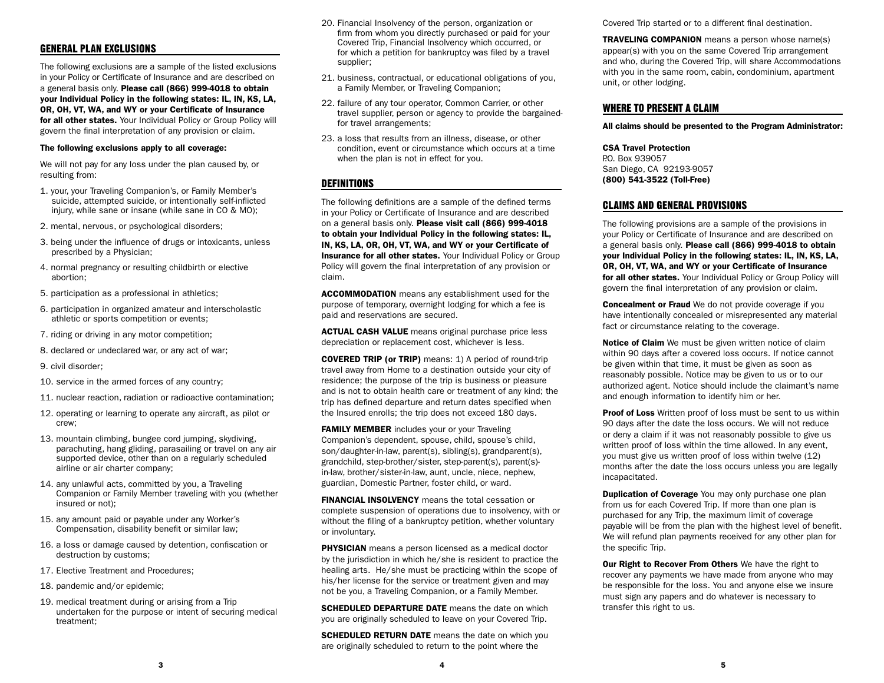## GENERAL PLAN EXCLUSIONS

The following exclusions are a sample of the listed exclusions in your Policy or Certificate of Insurance and are described on a general basis only. **Please call (866) 999-4018 to obtain your Individual Policy in the following states: IL, IN, KS, LA, OR, OH, VT, WA, and WY or your Certificate of Insurance for all other states.** Your Individual Policy or Group Policy will govern the final interpretation of any provision or claim.

**The following exclusions apply to all coverage:**

We will not pay for any loss under the plan caused by, or resulting from:

1. your, your Traveling Companion's, or Family Member's suicide, attempted suicide, or intentionally self-inflicted injury, while sane or insane (while sane in CO & MO);
2. mental, nervous, or psychological disorders;
3. being under the influence of drugs or intoxicants, unless prescribed by a Physician;
4. normal pregnancy or resulting childbirth or elective abortion;
5. participation as a professional in athletics;
6. participation in organized amateur and interscholastic athletic or sports competition or events;
7. riding or driving in any motor competition;
8. declared or undeclared war, or any act of war;
9. civil disorder;
10. service in the armed forces of any country;
11. nuclear reaction, radiation or radioactive contamination;
12. operating or learning to operate any aircraft, as pilot or crew;
13. mountain climbing, bungee cord jumping, skydiving, parachuting, hang gliding, parasailing or travel on any air supported device, other than on a regularly scheduled airline or air charter company;
14. any unlawful acts, committed by you, a Traveling Companion or Family Member traveling with you (whether insured or not);
15. any amount paid or payable under any Worker's Compensation, disability benefit or similar law;
16. a loss or damage caused by detention, confiscation or destruction by customs;
17. Elective Treatment and Procedures;
18. pandemic and/or epidemic;
19. medical treatment during or arising from a Trip undertaken for the purpose or intent of securing medical treatment;
20. Financial Insolvency of the person, organization or firm from whom you directly purchased or paid for your Covered Trip, Financial Insolvency which occurred, or for which a petition for bankruptcy was filed by a travel supplier;
21. business, contractual, or educational obligations of you, a Family Member, or Traveling Companion;
22. failure of any tour operator, Common Carrier, or other travel supplier, person or agency to provide the bargained-for travel arrangements;
23. a loss that results from an illness, disease, or other condition, event or circumstance which occurs at a time when the plan is not in effect for you.

## DEFINITIONS

The following definitions are a sample of the defined terms in your Policy or Certificate of Insurance and are described on a general basis only. **Please visit call (866) 999-4018 to obtain your Individual Policy in the following states: IL, IN, KS, LA, OR, OH, VT, WA, and WY or your Certificate of Insurance for all other states.** Your Individual Policy or Group Policy will govern the final interpretation of any provision or claim.

**ACCOMMODATION** means any establishment used for the purpose of temporary, overnight lodging for which a fee is paid and reservations are secured.

**ACTUAL CASH VALUE** means original purchase price less depreciation or replacement cost, whichever is less.

**COVERED TRIP (or TRIP)** means: 1) A period of round-trip travel away from Home to a destination outside your city of residence; the purpose of the trip is business or pleasure and is not to obtain health care or treatment of any kind; the trip has defined departure and return dates specified when the Insured enrolls; the trip does not exceed 180 days.

**FAMILY MEMBER** includes your or your Traveling Companion's dependent, spouse, child, spouse's child, son/daughter-in-law, parent(s), sibling(s), grandparent(s), grandchild, step-brother/sister, step-parent(s), parent(s)-in-law, brother/sister-in-law, aunt, uncle, niece, nephew, guardian, Domestic Partner, foster child, or ward.

**FINANCIAL INSOLVENCY** means the total cessation or complete suspension of operations due to insolvency, with or without the filing of a bankruptcy petition, whether voluntary or involuntary.

**PHYSICIAN** means a person licensed as a medical doctor by the jurisdiction in which he/she is resident to practice the healing arts. He/she must be practicing within the scope of his/her license for the service or treatment given and may not be you, a Traveling Companion, or a Family Member.

**SCHEDULED DEPARTURE DATE** means the date on which you are originally scheduled to leave on your Covered Trip.

**SCHEDULED RETURN DATE** means the date on which you are originally scheduled to return to the point where the Covered Trip started or to a different final destination.

**TRAVELING COMPANION** means a person whose name(s) appear(s) with you on the same Covered Trip arrangement and who, during the Covered Trip, will share Accommodations with you in the same room, cabin, condominium, apartment unit, or other lodging.

## WHERE TO PRESENT A CLAIM

**All claims should be presented to the Program Administrator:**

**CSA Travel Protection**
P.O. Box 939057
San Diego, CA 92193-9057
**(800) 541-3522 (Toll-Free)**

## CLAIMS AND GENERAL PROVISIONS

The following provisions are a sample of the provisions in your Policy or Certificate of Insurance and are described on a general basis only. **Please call (866) 999-4018 to obtain your Individual Policy in the following states: IL, IN, KS, LA, OR, OH, VT, WA, and WY or your Certificate of Insurance for all other states.** Your Individual Policy or Group Policy will govern the final interpretation of any provision or claim.

**Concealment or Fraud** We do not provide coverage if you have intentionally concealed or misrepresented any material fact or circumstance relating to the coverage.

**Notice of Claim** We must be given written notice of claim within 90 days after a covered loss occurs. If notice cannot be given within that time, it must be given as soon as reasonably possible. Notice may be given to us or to our authorized agent. Notice should include the claimant's name and enough information to identify him or her.

**Proof of Loss** Written proof of loss must be sent to us within 90 days after the date the loss occurs. We will not reduce or deny a claim if it was not reasonably possible to give us written proof of loss within the time allowed. In any event, you must give us written proof of loss within twelve (12) months after the date the loss occurs unless you are legally incapacitated.

**Duplication of Coverage** You may only purchase one plan from us for each Covered Trip. If more than one plan is purchased for any Trip, the maximum limit of coverage payable will be from the plan with the highest level of benefit. We will refund plan payments received for any other plan for the specific Trip.

**Our Right to Recover From Others** We have the right to recover any payments we have made from anyone who may be responsible for the loss. You and anyone else we insure must sign any papers and do whatever is necessary to transfer this right to us.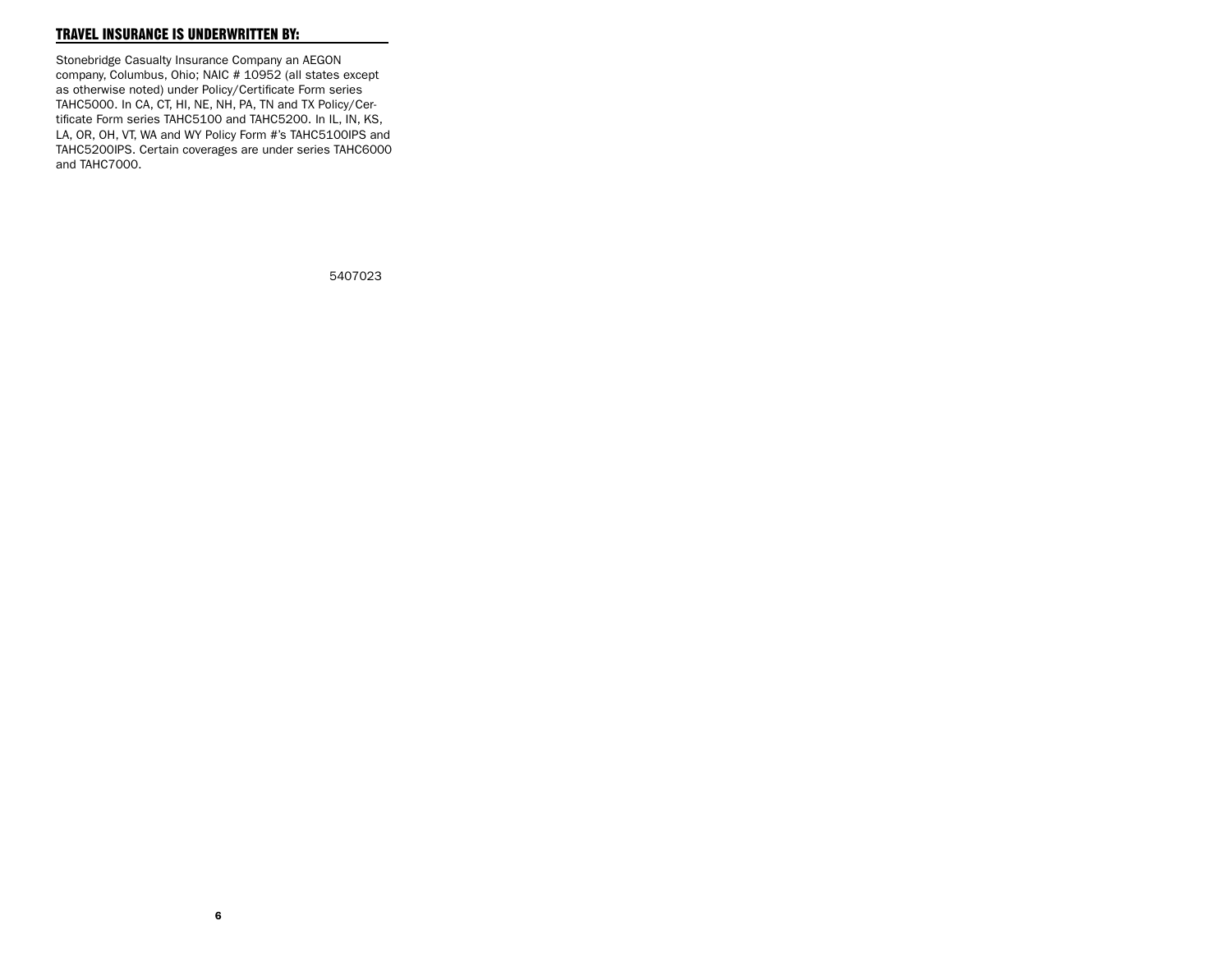## TRAVEL INSURANCE IS UNDERWRITTEN BY:

Stonebridge Casualty Insurance Company an AEGON company, Columbus, Ohio; NAIC # 10952 (all states except as otherwise noted) under Policy/Certificate Form series TAHC5000. In CA, CT, HI, NE, NH, PA, TN and TX Policy/Certificate Form series TAHC5100 and TAHC5200. In IL, IN, KS, LA, OR, OH, VT, WA and WY Policy Form #'s TAHC5100IPS and TAHC5200IPS. Certain coverages are under series TAHC6000 and TAHC7000.

5407023